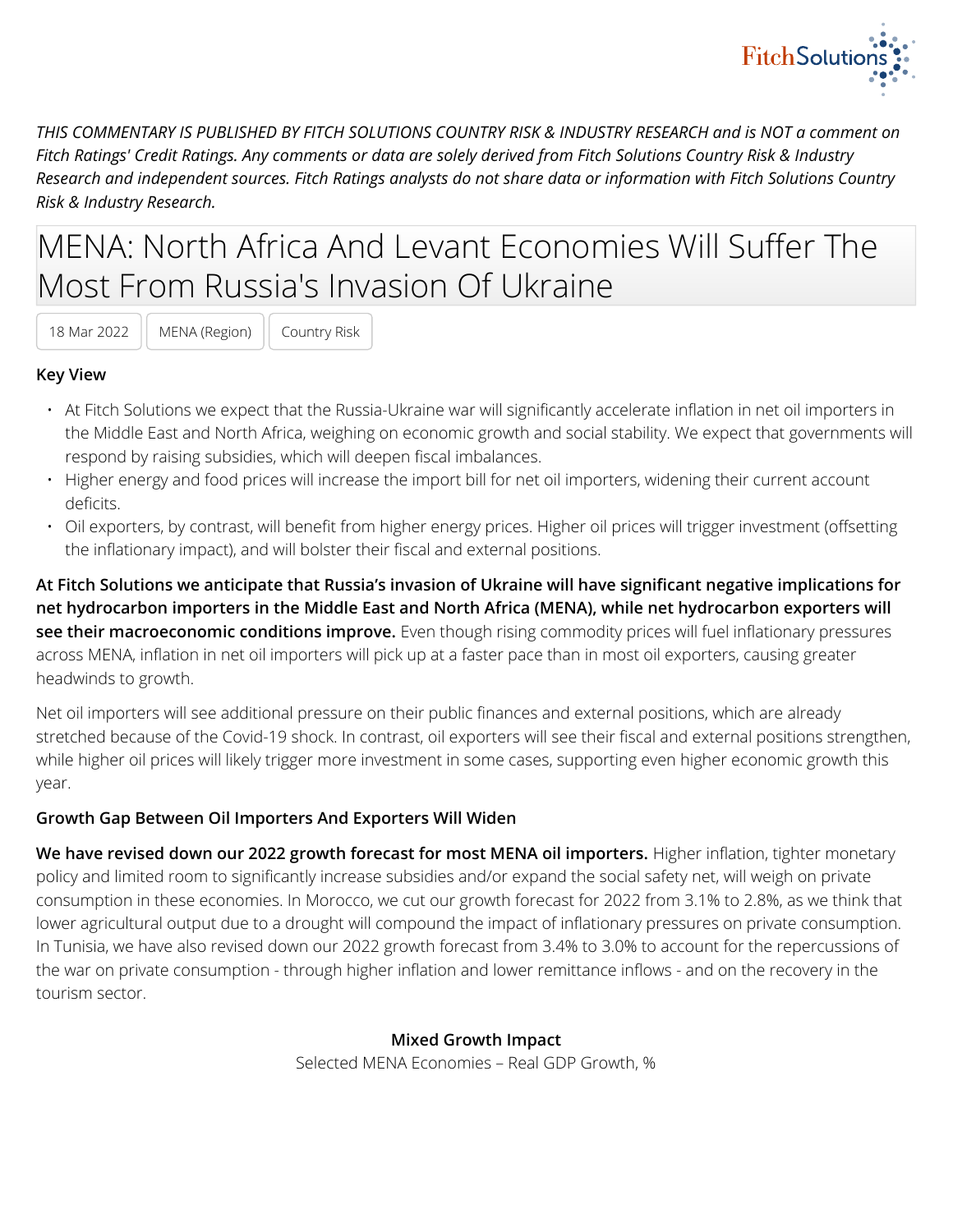*THIS COMMENTARY IS PUBLISHED BY FITCH SOLUTIONS COUNTRY RISK & INDUSTRY RESEARCH and is NOT a comment on Fitch Ratings' Credit Ratings. Any comments or data are solely derived from Fitch Solutions Country Risk & Industry Research and independent sources. Fitch Ratings analysts do not share data or information with Fitch Solutions Country Risk & Industry Research.*

# MENA: North Africa And Levant Economies Will Suffer The Most From Russia's Invasion Of Ukraine

18 Mar 2022 | MENA (Region) | Country Risk

### Key View

- At Fitch Solutions we expect that the Russia-Ukraine war will significantly accelerate inflation in net oil importers in the Middle East and North Africa, weighing on economic growth and social stability. We expect that governments will respond by raising subsidies, which will deepen fiscal imbalances.
- Higher energy and food prices will increase the import bill for net oil importers, widening their current account deficits.
- Oil exporters, by contrast, will benefit from higher energy prices. Higher oil prices will trigger investment (offsetting the inflationary impact), and will bolster their fiscal and external positions.

**At Fitch Solutions we anticipate that Russia's invasion of Ukraine will have significant negative implications for net hydrocarbon importers in the Middle East and North Africa (MENA), while net hydrocarbon exporters will see their macroeconomic conditions improve.** Even though rising commodity prices will fuel inflationary pressures across MENA, inflation in net oil importers will pick up at a faster pace than in most oil exporters, causing greater headwinds to growth.

Net oil importers will see additional pressure on their public finances and external positions, which are already stretched because of the Covid-19 shock. In contrast, oil exporters will see their fiscal and external positions strengthen, while higher oil prices will likely trigger more investment in some cases, supporting even higher economic growth this year.

### Growth Gap Between Oil Importers And Exporters Will Widen

**We have revised down our 2022 growth forecast for most MENA oil importers.** Higher inflation, tighter monetary policy and limited room to significantly increase subsidies and/or expand the social safety net, will weigh on private consumption in these economies. In Morocco, we cut our growth forecast for 2022 from 3.1% to 2.8%, as we think that lower agricultural output due to a drought will compound the impact of inflationary pressures on private consumption. In Tunisia, we have also revised down our 2022 growth forecast from 3.4% to 3.0% to account for the repercussions of the war on private consumption - through higher inflation and lower remittance inflows - and on the recovery in the tourism sector.

**Mixed Growth Impact**

Selected MENA Economies – Real GDP Growth, %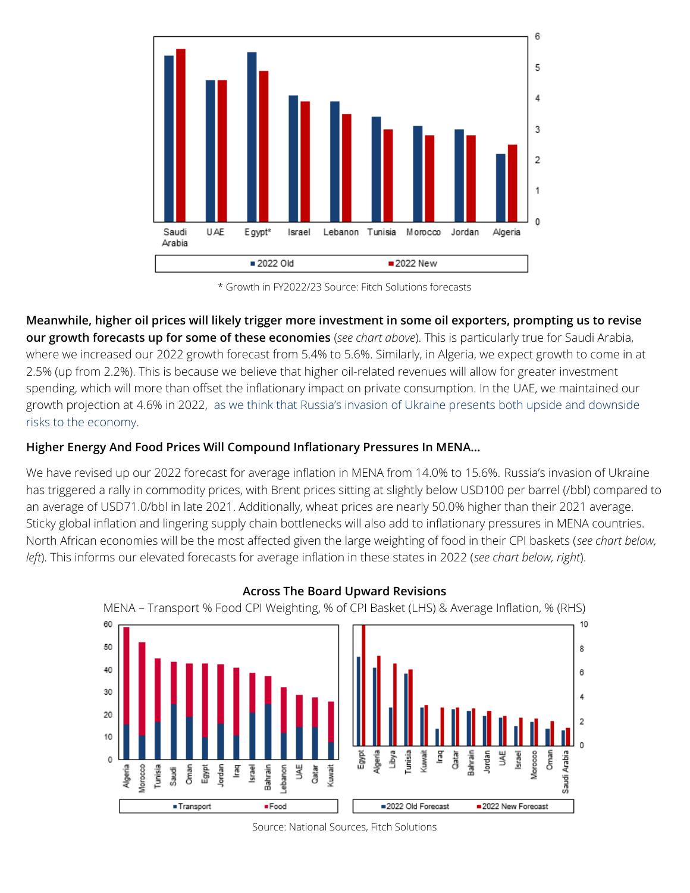* Growth in FY2022/23 Source: Fitch Solutions forecasts

**Meanwhile, higher oil prices will likely trigger more investment in some oil exporters, prompting us to revise our growth forecasts up for some of these economies** (*see chart above*). This is particularly true for Saudi Arabia, where we increased our 2022 growth forecast from 5.4% to 5.6%. Similarly, in Algeria, we expect growth to come in at 2.5% (up from 2.2%). This is because we believe that higher oil-related revenues will allow for greater investment spending, which will more than offset the inflationary impact on private consumption. In the UAE, we maintained our growth projection at 4.6% in 2022, as we think that Russia's invasion of Ukraine presents both upside and downside risks to the economy.

**Higher Energy And Food Prices Will Compound Inflationary Pressures In MENA...**

We have revised up our 2022 forecast for average inflation in MENA from 14.0% to 15.6%. Russia's invasion of Ukraine has triggered a rally in commodity prices, with Brent prices sitting at slightly below USD100 per barrel (/bbl) compared to an average of USD71.0/bbl in late 2021. Additionally, wheat prices are nearly 50.0% higher than their 2021 average. Sticky global inflation and lingering supply chain bottlenecks will also add to inflationary pressures in MENA countries. North African economies will be the most affected given the large weighting of food in their CPI baskets (*see chart below, left*). This informs our elevated forecasts for average inflation in these states in 2022 (*see chart below, right*).

**Across The Board Upward Revisions**

MENA – Transport % Food CPI Weighting, % of CPI Basket (LHS) & Average Inflation, % (RHS)

Source: National Sources, Fitch Solutions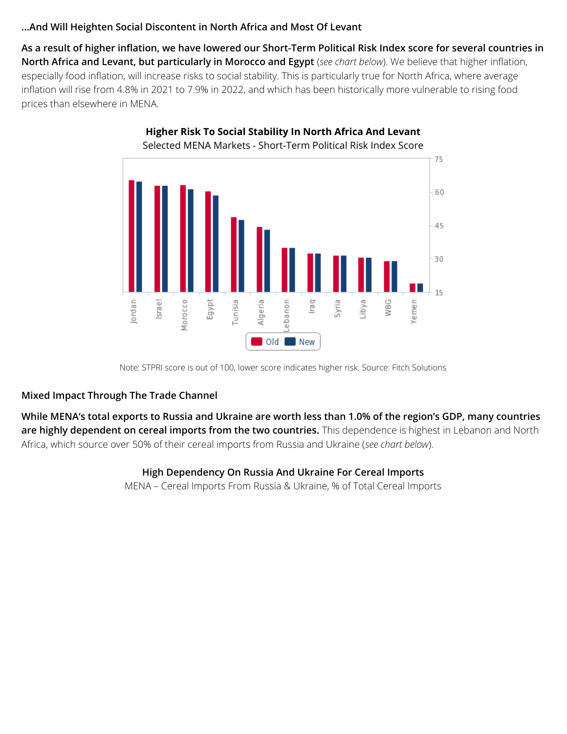### ...And Will Heighten Social Discontent in North Africa and Most Of Levant

**As a result of higher inflation, we have lowered our Short-Term Political Risk Index score for several countries in North Africa and Levant, but particularly in Morocco and Egypt** (*see chart below*). We believe that higher inflation, especially food inflation, will increase risks to social stability. This is particularly true for North Africa, where average inflation will rise from 4.8% in 2021 to 7.9% in 2022, and which has been historically more vulnerable to rising food prices than elsewhere in MENA.

**Higher Risk To Social Stability In North Africa And Levant**

Selected MENA Markets - Short-Term Political Risk Index Score

Note: STPRI score is out of 100, lower score indicates higher risk. Source: Fitch Solutions

### Mixed Impact Through The Trade Channel

**While MENA's total exports to Russia and Ukraine are worth less than 1.0% of the region's GDP, many countries are highly dependent on cereal imports from the two countries.** This dependence is highest in Lebanon and North Africa, which source over 50% of their cereal imports from Russia and Ukraine (*see chart below*).

**High Dependency On Russia And Ukraine For Cereal Imports**

MENA – Cereal Imports From Russia & Ukraine, % of Total Cereal Imports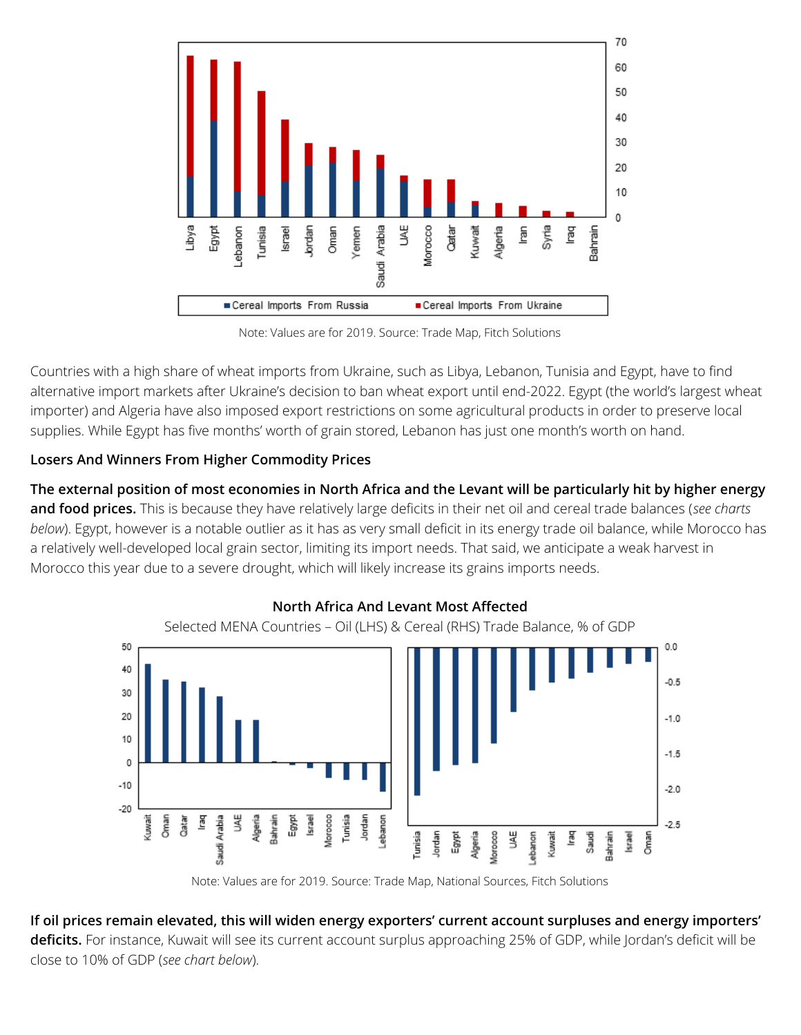Note: Values are for 2019. Source: Trade Map, Fitch Solutions

Countries with a high share of wheat imports from Ukraine, such as Libya, Lebanon, Tunisia and Egypt, have to find alternative import markets after Ukraine's decision to ban wheat export until end-2022. Egypt (the world's largest wheat importer) and Algeria have also imposed export restrictions on some agricultural products in order to preserve local supplies. While Egypt has five months' worth of grain stored, Lebanon has just one month's worth on hand.

**Losers And Winners From Higher Commodity Prices**

**The external position of most economies in North Africa and the Levant will be particularly hit by higher energy and food prices.** This is because they have relatively large deficits in their net oil and cereal trade balances (*see charts below*). Egypt, however is a notable outlier as it has as very small deficit in its energy trade oil balance, while Morocco has a relatively well-developed local grain sector, limiting its import needs. That said, we anticipate a weak harvest in Morocco this year due to a severe drought, which will likely increase its grains imports needs.

**North Africa And Levant Most Affected**

Selected MENA Countries – Oil (LHS) & Cereal (RHS) Trade Balance, % of GDP

Note: Values are for 2019. Source: Trade Map, National Sources, Fitch Solutions

**If oil prices remain elevated, this will widen energy exporters' current account surpluses and energy importers' deficits.** For instance, Kuwait will see its current account surplus approaching 25% of GDP, while Jordan's deficit will be close to 10% of GDP (*see chart below*).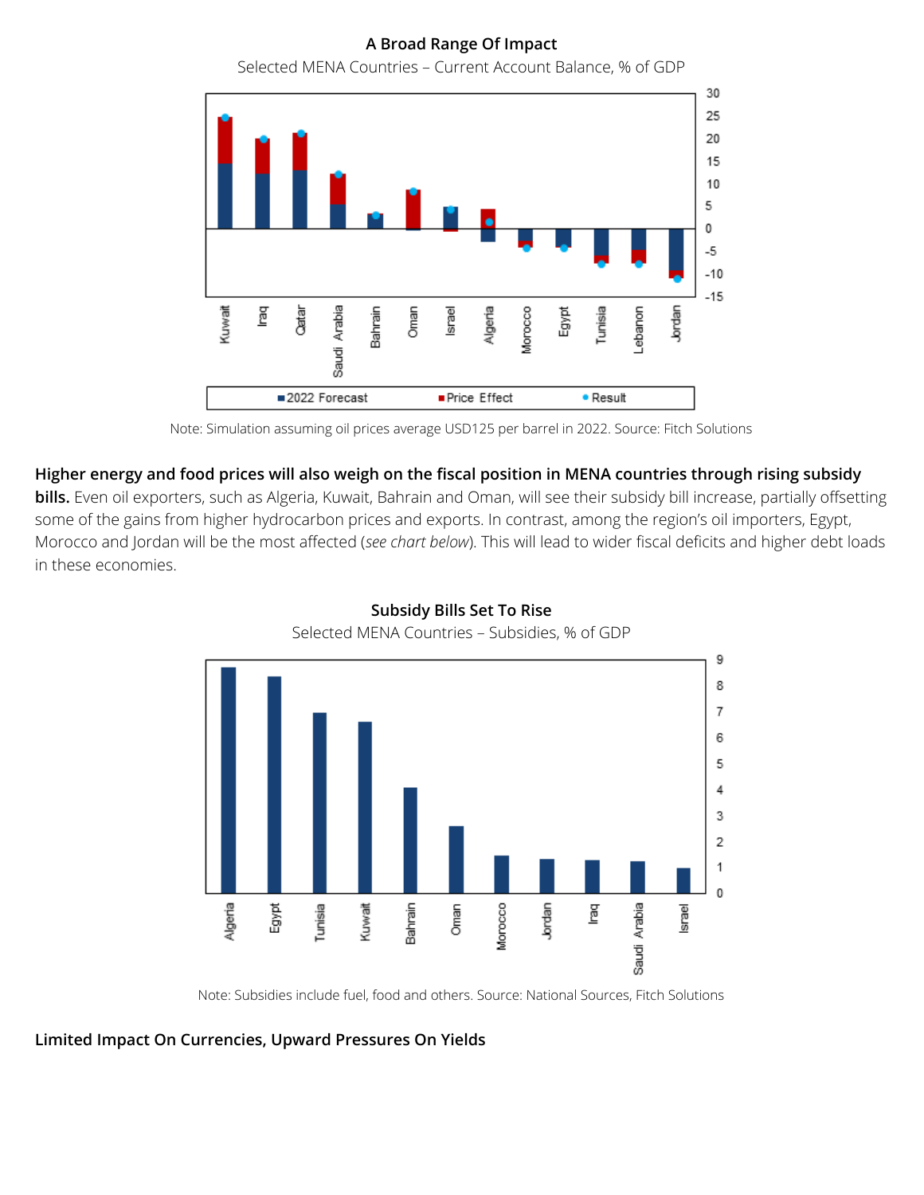**A Broad Range Of Impact**

Selected MENA Countries – Current Account Balance, % of GDP

Note: Simulation assuming oil prices average USD125 per barrel in 2022. Source: Fitch Solutions

**Higher energy and food prices will also weigh on the fiscal position in MENA countries through rising subsidy bills.** Even oil exporters, such as Algeria, Kuwait, Bahrain and Oman, will see their subsidy bill increase, partially offsetting some of the gains from higher hydrocarbon prices and exports. In contrast, among the region's oil importers, Egypt, Morocco and Jordan will be the most affected (*see chart below*). This will lead to wider fiscal deficits and higher debt loads in these economies.

**Subsidy Bills Set To Rise**

Selected MENA Countries – Subsidies, % of GDP

Note: Subsidies include fuel, food and others. Source: National Sources, Fitch Solutions

## Limited Impact On Currencies, Upward Pressures On Yields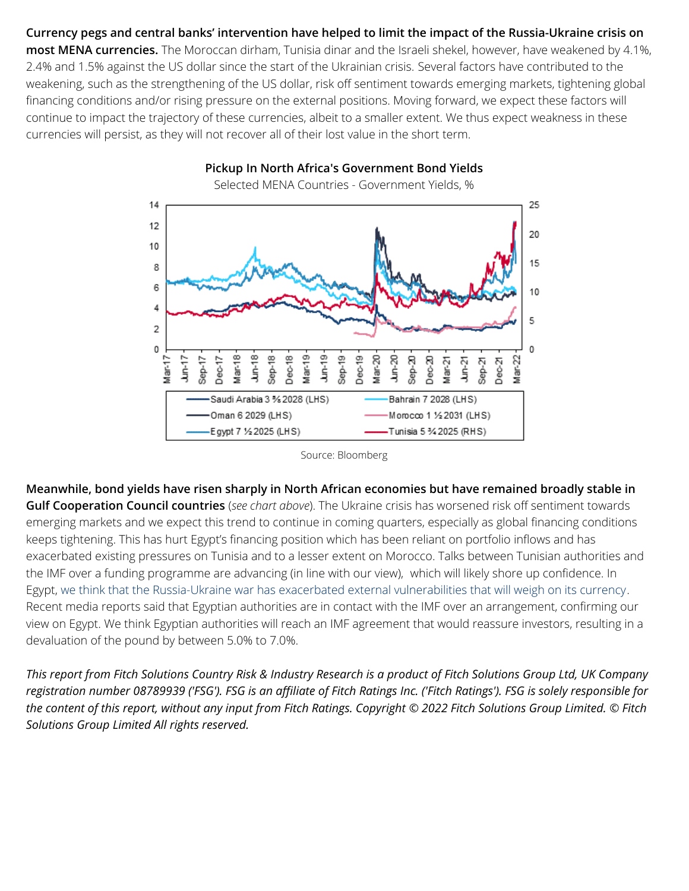**Currency pegs and central banks' intervention have helped to limit the impact of the Russia-Ukraine crisis on most MENA currencies.** The Moroccan dirham, Tunisia dinar and the Israeli shekel, however, have weakened by 4.1%, 2.4% and 1.5% against the US dollar since the start of the Ukrainian crisis. Several factors have contributed to the weakening, such as the strengthening of the US dollar, risk off sentiment towards emerging markets, tightening global financing conditions and/or rising pressure on the external positions. Moving forward, we expect these factors will continue to impact the trajectory of these currencies, albeit to a smaller extent. We thus expect weakness in these currencies will persist, as they will not recover all of their lost value in the short term.

**Pickup In North Africa's Government Bond Yields**

Selected MENA Countries - Government Yields, %

14
12
10
8
6
4
2
0

25
20
15
10
5
0

Mar-17 Jun-17 Sep-17 Dec-17 Mar-18 Jun-18 Sep-18 Dec-18 Mar-19 Jun-19 Sep-19 Dec-19 Mar-20 Jun-20 Sep-20 Dec-20 Mar-21 Jun-21 Sep-21 Dec-21 Mar-22

Saudi Arabia 3 ⅝ 2028 (LHS)
Bahrain 7 2028 (LHS)
Oman 6 2029 (LHS)
Morocco 1 ½ 2031 (LHS)
Egypt 7 ½ 2025 (LHS)
Tunisia 5 ¾ 2025 (RHS)

Source: Bloomberg

**Meanwhile, bond yields have risen sharply in North African economies but have remained broadly stable in Gulf Cooperation Council countries** (*see chart above*). The Ukraine crisis has worsened risk off sentiment towards emerging markets and we expect this trend to continue in coming quarters, especially as global financing conditions keeps tightening. This has hurt Egypt's financing position which has been reliant on portfolio inflows and has exacerbated existing pressures on Tunisia and to a lesser extent on Morocco. Talks between Tunisian authorities and the IMF over a funding programme are advancing (in line with our view), which will likely shore up confidence. In Egypt, we think that the Russia-Ukraine war has exacerbated external vulnerabilities that will weigh on its currency. Recent media reports said that Egyptian authorities are in contact with the IMF over an arrangement, confirming our view on Egypt. We think Egyptian authorities will reach an IMF agreement that would reassure investors, resulting in a devaluation of the pound by between 5.0% to 7.0%.

*This report from Fitch Solutions Country Risk & Industry Research is a product of Fitch Solutions Group Ltd, UK Company registration number 08789939 ('FSG'). FSG is an affiliate of Fitch Ratings Inc. ('Fitch Ratings'). FSG is solely responsible for the content of this report, without any input from Fitch Ratings. Copyright © 2022 Fitch Solutions Group Limited. © Fitch Solutions Group Limited All rights reserved.*